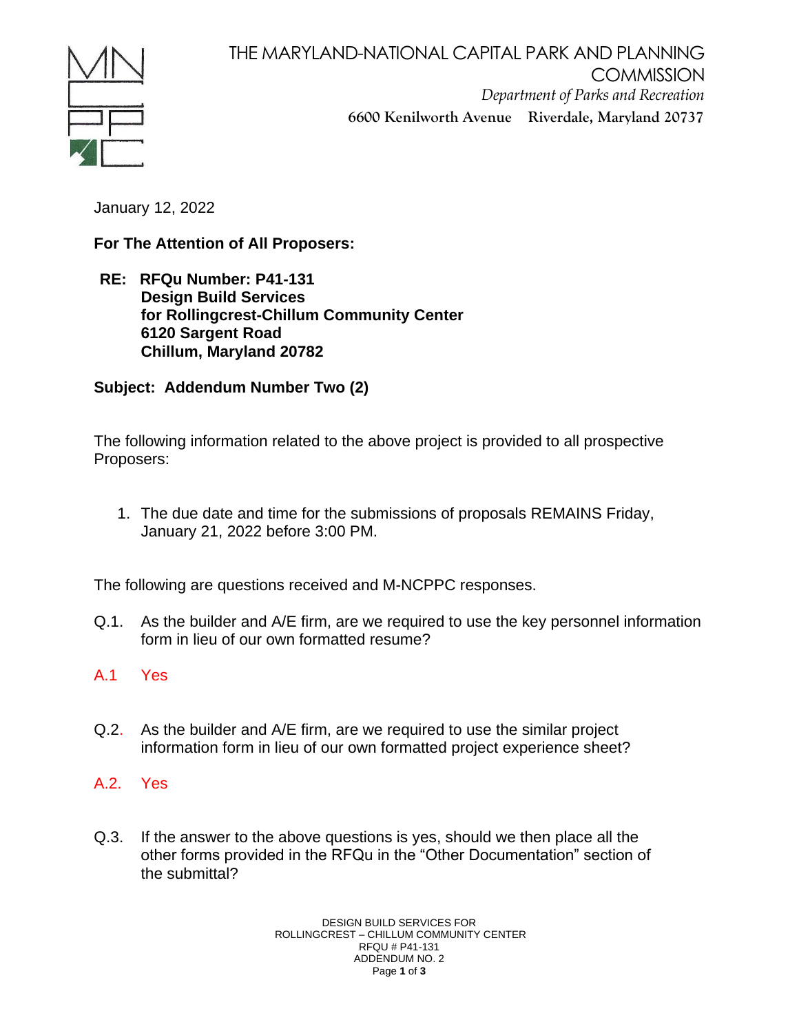# THE MARYLAND-NATIONAL CAPITAL PARK AND PLANNING COMMISSION

*Department of Parks and Recreation*

6600 Kenilworth Avenue Riverdale, Maryland 20737

January 12, 2022

**For The Attention of All Proposers:**

**RE: RFQu Number: P41-131**
**Design Build Services**
**for Rollingcrest-Chillum Community Center**
**6120 Sargent Road**
**Chillum, Maryland 20782**

**Subject: Addendum Number Two (2)**

The following information related to the above project is provided to all prospective Proposers:

1. The due date and time for the submissions of proposals REMAINS Friday, January 21, 2022 before 3:00 PM.

The following are questions received and M-NCPPC responses.

Q.1. As the builder and A/E firm, are we required to use the key personnel information form in lieu of our own formatted resume?

A.1 Yes

Q.2. As the builder and A/E firm, are we required to use the similar project information form in lieu of our own formatted project experience sheet?

A.2. Yes

Q.3. If the answer to the above questions is yes, should we then place all the other forms provided in the RFQu in the "Other Documentation" section of the submittal?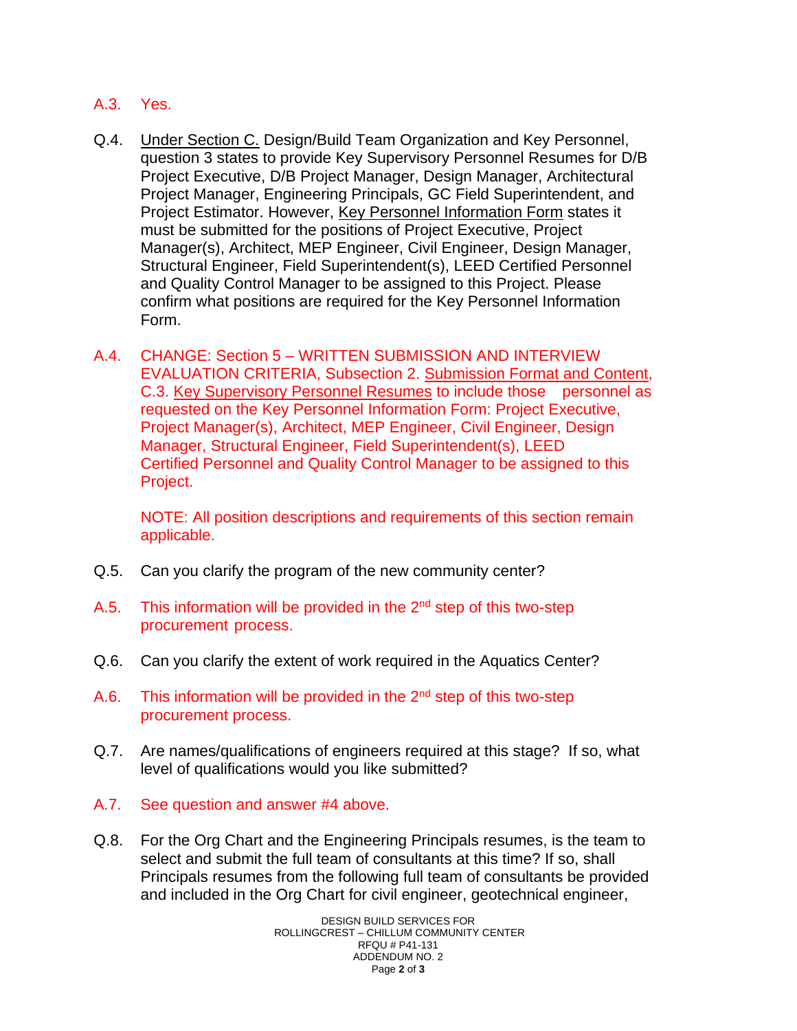A.3. Yes.

Q.4. <u>Under Section C.</u> Design/Build Team Organization and Key Personnel, question 3 states to provide Key Supervisory Personnel Resumes for D/B Project Executive, D/B Project Manager, Design Manager, Architectural Project Manager, Engineering Principals, GC Field Superintendent, and Project Estimator. However, <u>Key Personnel Information Form</u> states it must be submitted for the positions of Project Executive, Project Manager(s), Architect, MEP Engineer, Civil Engineer, Design Manager, Structural Engineer, Field Superintendent(s), LEED Certified Personnel and Quality Control Manager to be assigned to this Project. Please confirm what positions are required for the Key Personnel Information Form.

A.4. CHANGE: Section 5 – WRITTEN SUBMISSION AND INTERVIEW EVALUATION CRITERIA, Subsection 2. <u>Submission Format and Content</u>, C.3. <u>Key Supervisory Personnel Resumes</u> to include those personnel as requested on the Key Personnel Information Form: Project Executive, Project Manager(s), Architect, MEP Engineer, Civil Engineer, Design Manager, Structural Engineer, Field Superintendent(s), LEED Certified Personnel and Quality Control Manager to be assigned to this Project.

NOTE: All position descriptions and requirements of this section remain applicable.

Q.5. Can you clarify the program of the new community center?

A.5. This information will be provided in the 2nd step of this two-step procurement process.

Q.6. Can you clarify the extent of work required in the Aquatics Center?

A.6. This information will be provided in the 2nd step of this two-step procurement process.

Q.7. Are names/qualifications of engineers required at this stage? If so, what level of qualifications would you like submitted?

A.7. See question and answer #4 above.

Q.8. For the Org Chart and the Engineering Principals resumes, is the team to select and submit the full team of consultants at this time? If so, shall Principals resumes from the following full team of consultants be provided and included in the Org Chart for civil engineer, geotechnical engineer,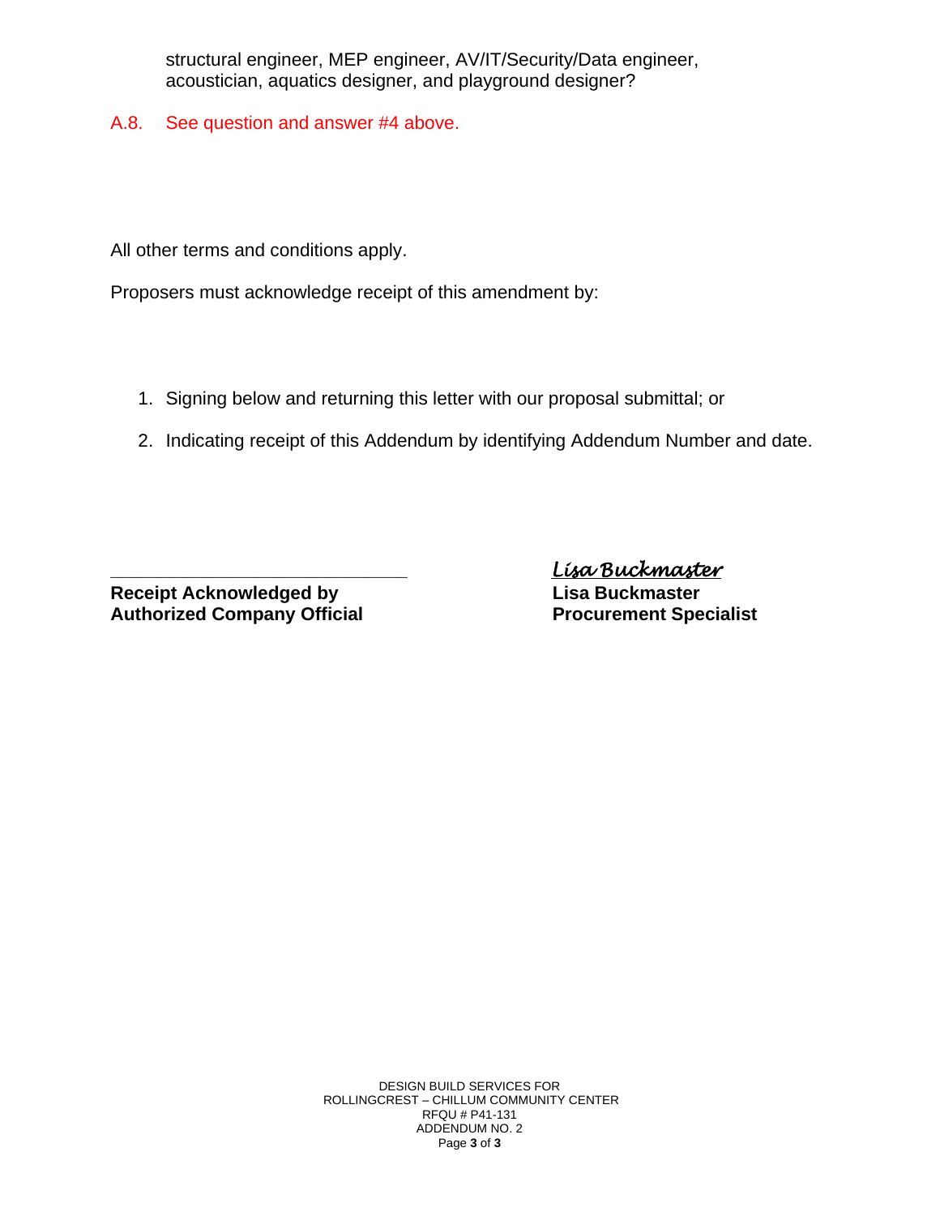structural engineer, MEP engineer, AV/IT/Security/Data engineer, acoustician, aquatics designer, and playground designer?

A.8. See question and answer #4 above.

All other terms and conditions apply.

Proposers must acknowledge receipt of this amendment by:

1. Signing below and returning this letter with our proposal submittal; or
2. Indicating receipt of this Addendum by identifying Addendum Number and date.

| | |
|---|---|
| ______________________________ | *Lisa Buckmaster* |
| **Receipt Acknowledged by** | **Lisa Buckmaster** |
| **Authorized Company Official** | **Procurement Specialist** |

DESIGN BUILD SERVICES FOR
ROLLINGCREST – CHILLUM COMMUNITY CENTER
RFQU # P41-131
ADDENDUM NO. 2